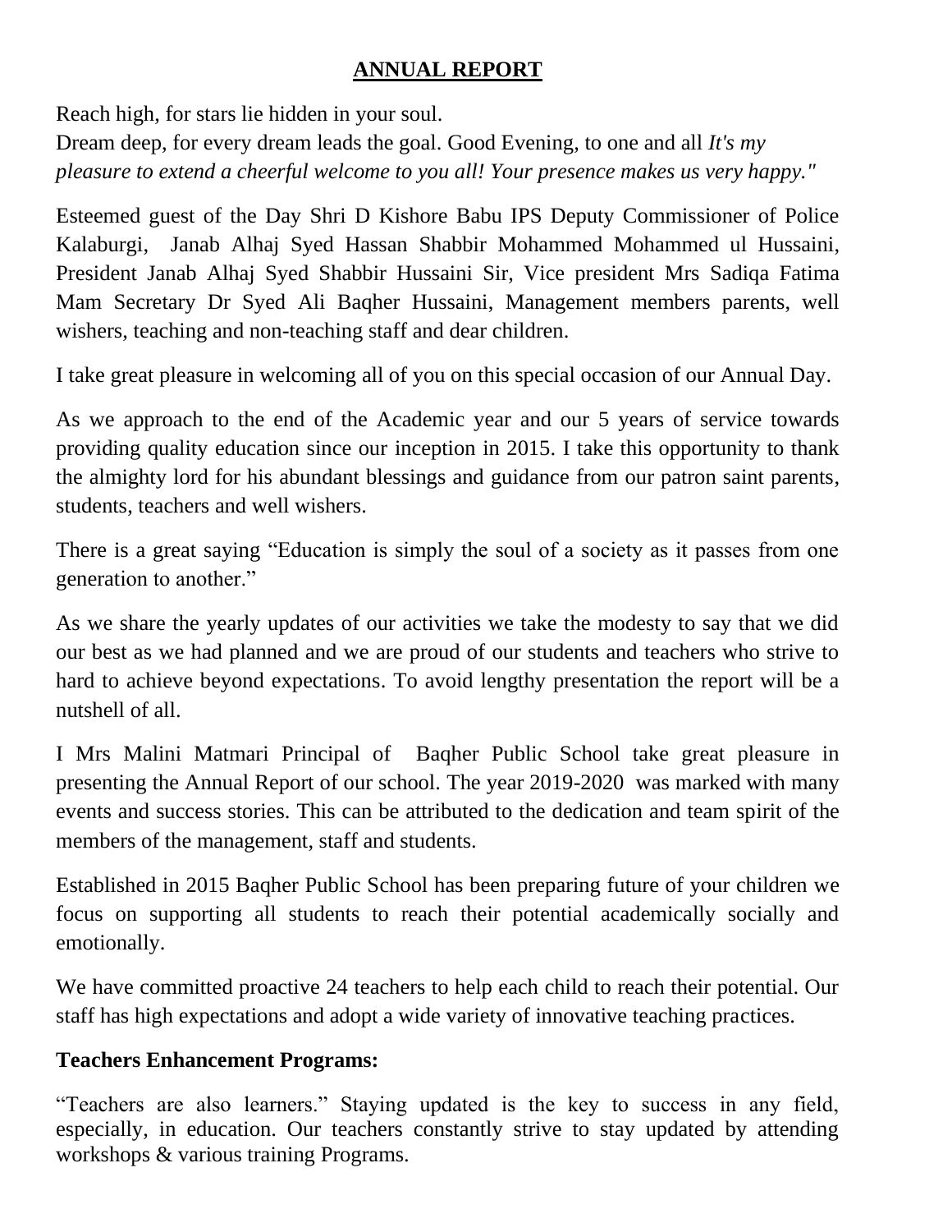# ANNUAL REPORT

Reach high, for stars lie hidden in your soul.
Dream deep, for every dream leads the goal. Good Evening, to one and all *It's my pleasure to extend a cheerful welcome to you all! Your presence makes us very happy."*

Esteemed guest of the Day Shri D Kishore Babu IPS Deputy Commissioner of Police Kalaburgi, Janab Alhaj Syed Hassan Shabbir Mohammed Mohammed ul Hussaini, President Janab Alhaj Syed Shabbir Hussaini Sir, Vice president Mrs Sadiqa Fatima Mam Secretary Dr Syed Ali Baqher Hussaini, Management members parents, well wishers, teaching and non-teaching staff and dear children.

I take great pleasure in welcoming all of you on this special occasion of our Annual Day.

As we approach to the end of the Academic year and our 5 years of service towards providing quality education since our inception in 2015. I take this opportunity to thank the almighty lord for his abundant blessings and guidance from our patron saint parents, students, teachers and well wishers.

There is a great saying "Education is simply the soul of a society as it passes from one generation to another."

As we share the yearly updates of our activities we take the modesty to say that we did our best as we had planned and we are proud of our students and teachers who strive to hard to achieve beyond expectations. To avoid lengthy presentation the report will be a nutshell of all.

I Mrs Malini Matmari Principal of Baqher Public School take great pleasure in presenting the Annual Report of our school. The year 2019-2020 was marked with many events and success stories. This can be attributed to the dedication and team spirit of the members of the management, staff and students.

Established in 2015 Baqher Public School has been preparing future of your children we focus on supporting all students to reach their potential academically socially and emotionally.

We have committed proactive 24 teachers to help each child to reach their potential. Our staff has high expectations and adopt a wide variety of innovative teaching practices.

**Teachers Enhancement Programs:**

"Teachers are also learners." Staying updated is the key to success in any field, especially, in education. Our teachers constantly strive to stay updated by attending workshops & various training Programs.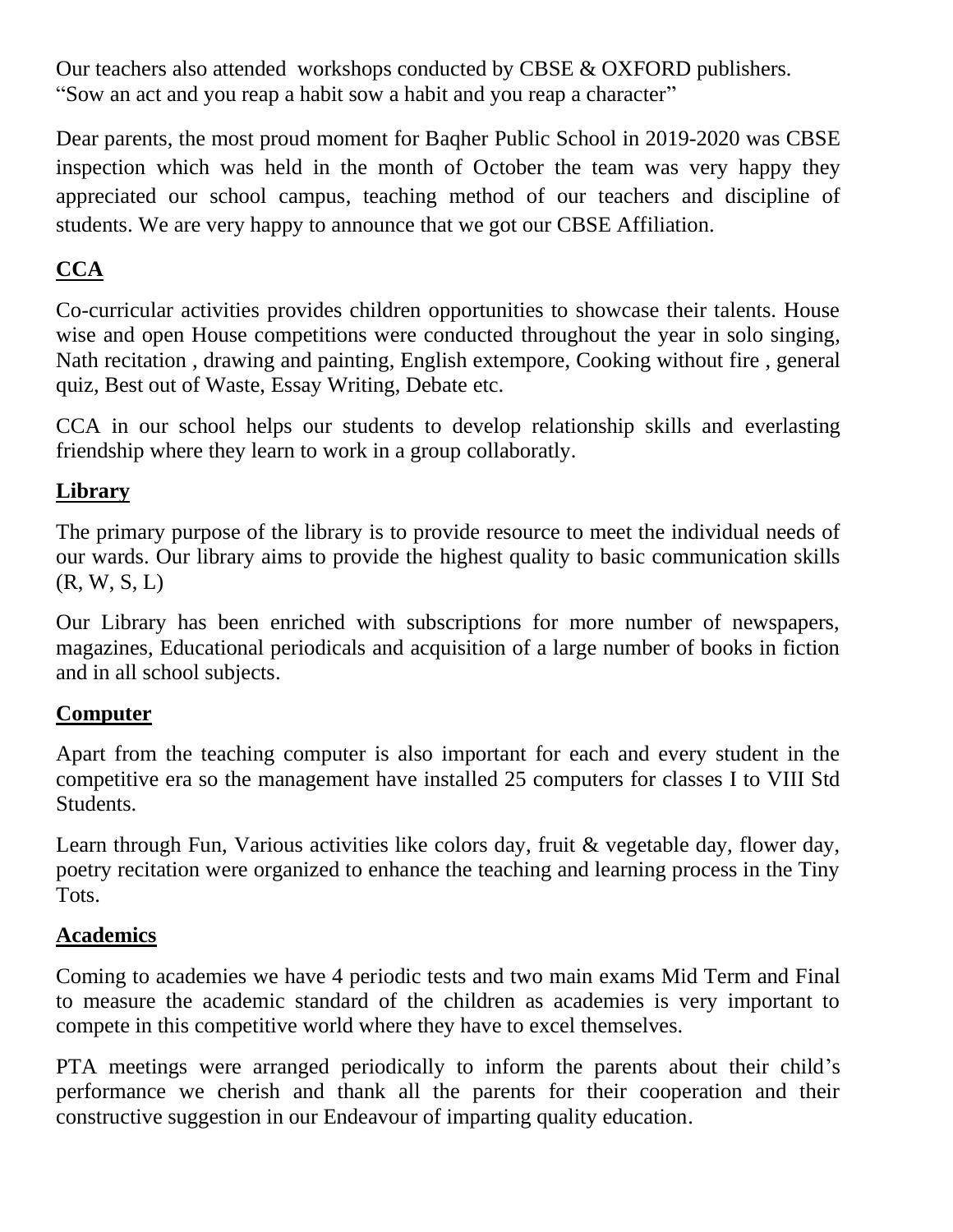Our teachers also attended workshops conducted by CBSE & OXFORD publishers.
"Sow an act and you reap a habit sow a habit and you reap a character"

Dear parents, the most proud moment for Baqher Public School in 2019-2020 was CBSE inspection which was held in the month of October the team was very happy they appreciated our school campus, teaching method of our teachers and discipline of students. We are very happy to announce that we got our CBSE Affiliation.

## CCA

Co-curricular activities provides children opportunities to showcase their talents. House wise and open House competitions were conducted throughout the year in solo singing, Nath recitation , drawing and painting, English extempore, Cooking without fire , general quiz, Best out of Waste, Essay Writing, Debate etc.

CCA in our school helps our students to develop relationship skills and everlasting friendship where they learn to work in a group collaboratly.

## Library

The primary purpose of the library is to provide resource to meet the individual needs of our wards. Our library aims to provide the highest quality to basic communication skills (R, W, S, L)

Our Library has been enriched with subscriptions for more number of newspapers, magazines, Educational periodicals and acquisition of a large number of books in fiction and in all school subjects.

## Computer

Apart from the teaching computer is also important for each and every student in the competitive era so the management have installed 25 computers for classes I to VIII Std Students.

Learn through Fun, Various activities like colors day, fruit & vegetable day, flower day, poetry recitation were organized to enhance the teaching and learning process in the Tiny Tots.

## Academics

Coming to academies we have 4 periodic tests and two main exams Mid Term and Final to measure the academic standard of the children as academies is very important to compete in this competitive world where they have to excel themselves.

PTA meetings were arranged periodically to inform the parents about their child's performance we cherish and thank all the parents for their cooperation and their constructive suggestion in our Endeavour of imparting quality education.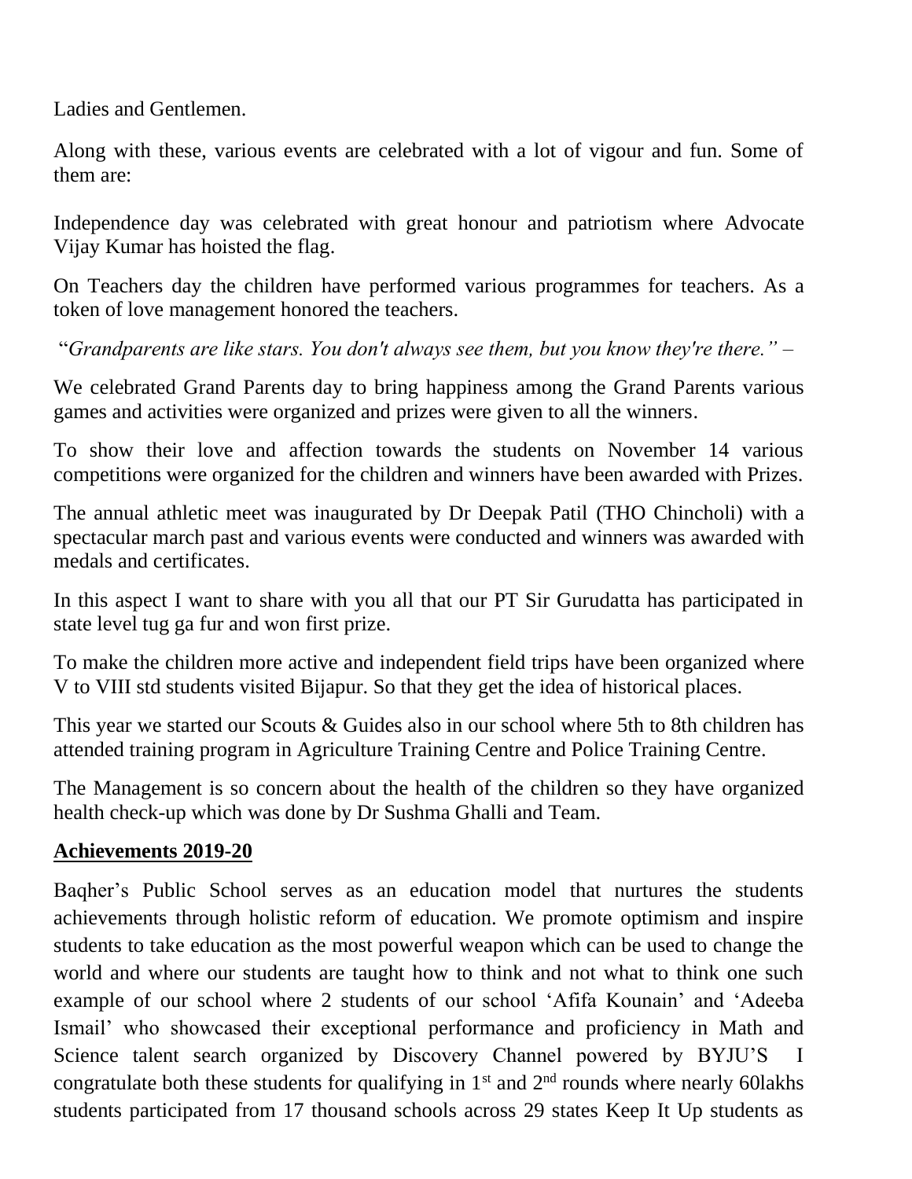Ladies and Gentlemen.

Along with these, various events are celebrated with a lot of vigour and fun. Some of them are:

Independence day was celebrated with great honour and patriotism where Advocate Vijay Kumar has hoisted the flag.

On Teachers day the children have performed various programmes for teachers. As a token of love management honored the teachers.

"*Grandparents are like stars. You don't always see them, but you know they're there." –*

We celebrated Grand Parents day to bring happiness among the Grand Parents various games and activities were organized and prizes were given to all the winners.

To show their love and affection towards the students on November 14 various competitions were organized for the children and winners have been awarded with Prizes.

The annual athletic meet was inaugurated by Dr Deepak Patil (THO Chincholi) with a spectacular march past and various events were conducted and winners was awarded with medals and certificates.

In this aspect I want to share with you all that our PT Sir Gurudatta has participated in state level tug ga fur and won first prize.

To make the children more active and independent field trips have been organized where V to VIII std students visited Bijapur. So that they get the idea of historical places.

This year we started our Scouts & Guides also in our school where 5th to 8th children has attended training program in Agriculture Training Centre and Police Training Centre.

The Management is so concern about the health of the children so they have organized health check-up which was done by Dr Sushma Ghalli and Team.

**Achievements 2019-20**

Baqher's Public School serves as an education model that nurtures the students achievements through holistic reform of education. We promote optimism and inspire students to take education as the most powerful weapon which can be used to change the world and where our students are taught how to think and not what to think one such example of our school where 2 students of our school 'Afifa Kounain' and 'Adeeba Ismail' who showcased their exceptional performance and proficiency in Math and Science talent search organized by Discovery Channel powered by BYJU'S I congratulate both these students for qualifying in 1st and 2nd rounds where nearly 60lakhs students participated from 17 thousand schools across 29 states Keep It Up students as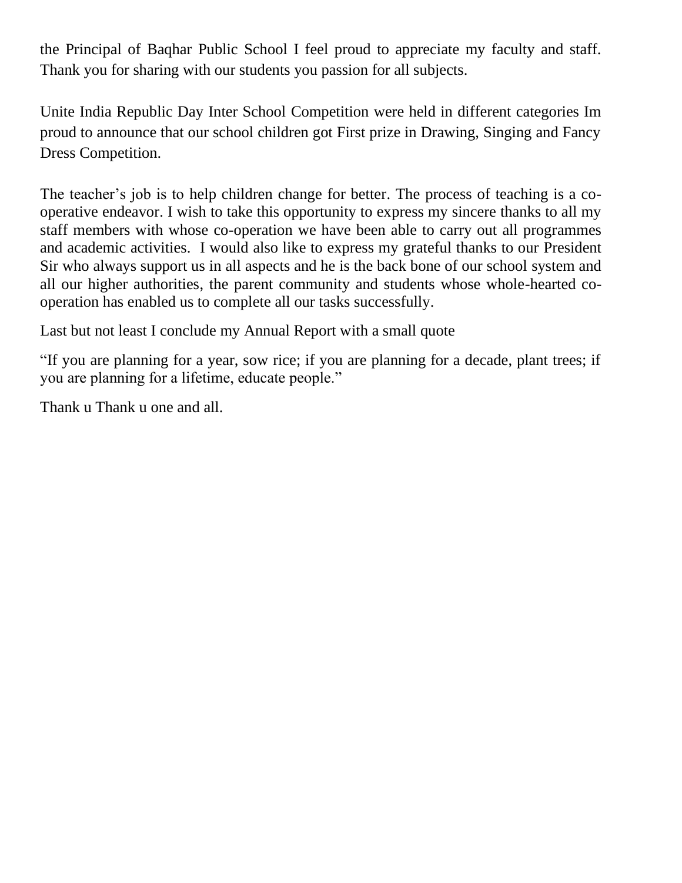the Principal of Baqhar Public School I feel proud to appreciate my faculty and staff. Thank you for sharing with our students you passion for all subjects.

Unite India Republic Day Inter School Competition were held in different categories Im proud to announce that our school children got First prize in Drawing, Singing and Fancy Dress Competition.

The teacher's job is to help children change for better. The process of teaching is a co-operative endeavor. I wish to take this opportunity to express my sincere thanks to all my staff members with whose co-operation we have been able to carry out all programmes and academic activities. I would also like to express my grateful thanks to our President Sir who always support us in all aspects and he is the back bone of our school system and all our higher authorities, the parent community and students whose whole-hearted co-operation has enabled us to complete all our tasks successfully.

Last but not least I conclude my Annual Report with a small quote

"If you are planning for a year, sow rice; if you are planning for a decade, plant trees; if you are planning for a lifetime, educate people."

Thank u Thank u one and all.